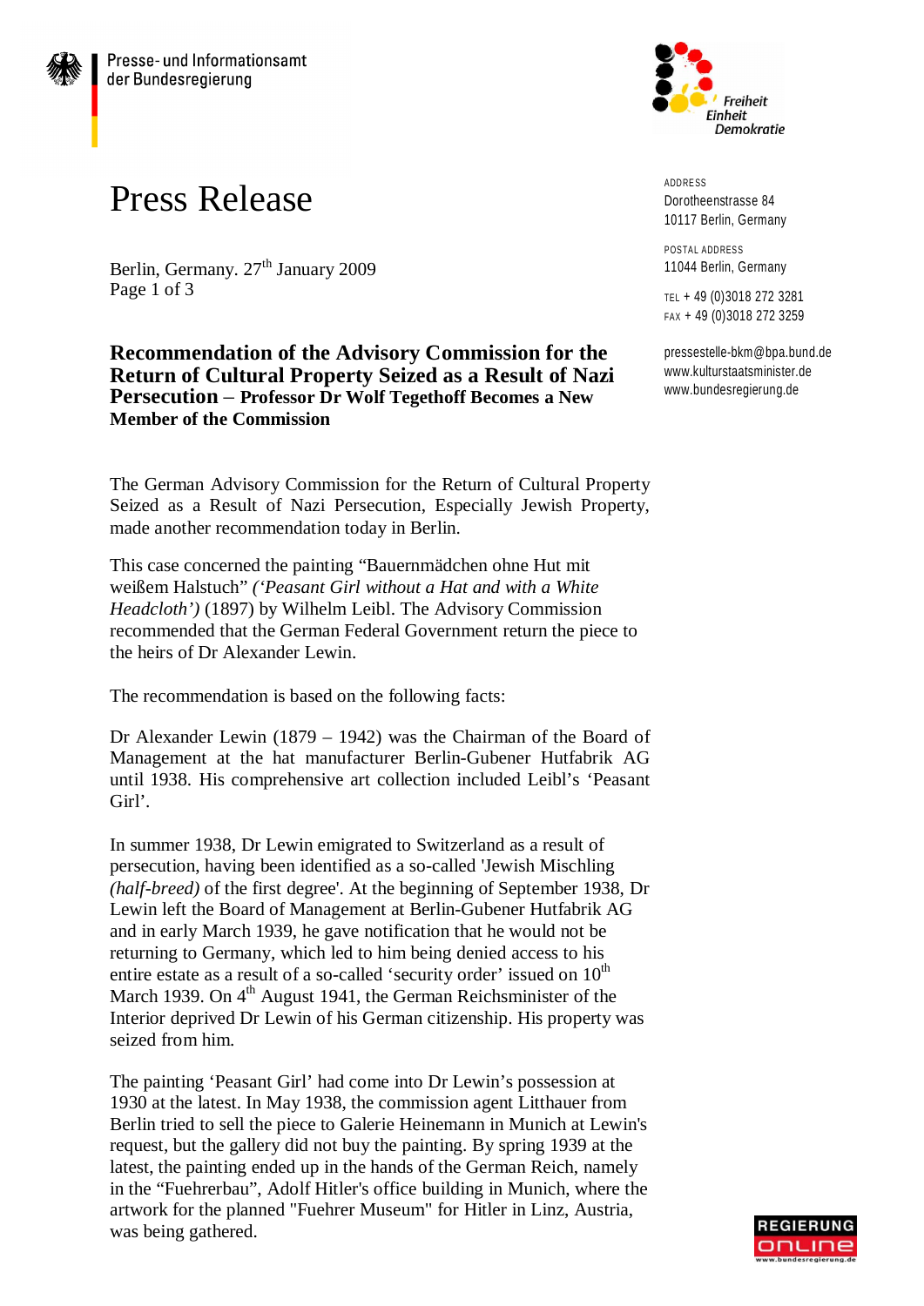Presse- und Informationsamt der Bundesregierung

Freiheit Einheit Demokratie

ADDRESS
Dorotheenstrasse 84
10117 Berlin, Germany

POSTAL ADDRESS
11044 Berlin, Germany

TEL + 49 (0)3018 272 3281
FAX + 49 (0)3018 272 3259

pressestelle-bkm@bpa.bund.de
www.kulturstaatsminister.de
www.bundesregierung.de

# Press Release

Berlin, Germany. 27th January 2009

## Recommendation of the Advisory Commission for the Return of Cultural Property Seized as a Result of Nazi Persecution – Professor Dr Wolf Tegethoff Becomes a New Member of the Commission

The German Advisory Commission for the Return of Cultural Property Seized as a Result of Nazi Persecution, Especially Jewish Property, made another recommendation today in Berlin.

This case concerned the painting "Bauernmädchen ohne Hut mit weißem Halstuch" *('Peasant Girl without a Hat and with a White Headcloth')* (1897) by Wilhelm Leibl. The Advisory Commission recommended that the German Federal Government return the piece to the heirs of Dr Alexander Lewin.

The recommendation is based on the following facts:

Dr Alexander Lewin (1879 – 1942) was the Chairman of the Board of Management at the hat manufacturer Berlin-Gubener Hutfabrik AG until 1938. His comprehensive art collection included Leibl's 'Peasant Girl'.

In summer 1938, Dr Lewin emigrated to Switzerland as a result of persecution, having been identified as a so-called 'Jewish Mischling *(half-breed)* of the first degree'. At the beginning of September 1938, Dr Lewin left the Board of Management at Berlin-Gubener Hutfabrik AG and in early March 1939, he gave notification that he would not be returning to Germany, which led to him being denied access to his entire estate as a result of a so-called 'security order' issued on 10th March 1939. On 4th August 1941, the German Reichsminister of the Interior deprived Dr Lewin of his German citizenship. His property was seized from him.

The painting 'Peasant Girl' had come into Dr Lewin's possession at 1930 at the latest. In May 1938, the commission agent Litthauer from Berlin tried to sell the piece to Galerie Heinemann in Munich at Lewin's request, but the gallery did not buy the painting. By spring 1939 at the latest, the painting ended up in the hands of the German Reich, namely in the "Fuehrerbau", Adolf Hitler's office building in Munich, where the artwork for the planned "Fuehrer Museum" for Hitler in Linz, Austria, was being gathered.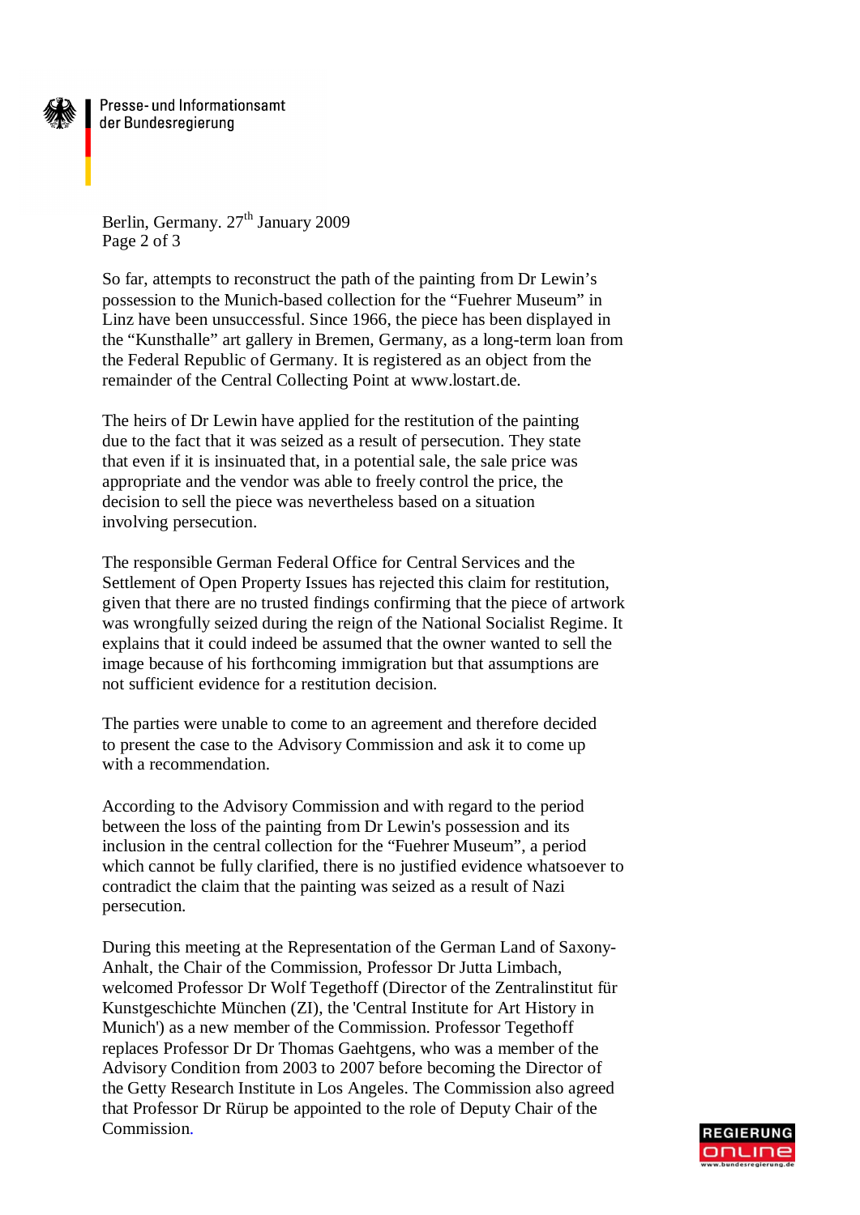So far, attempts to reconstruct the path of the painting from Dr Lewin's possession to the Munich-based collection for the "Fuehrer Museum" in Linz have been unsuccessful. Since 1966, the piece has been displayed in the "Kunsthalle" art gallery in Bremen, Germany, as a long-term loan from the Federal Republic of Germany. It is registered as an object from the remainder of the Central Collecting Point at www.lostart.de.

The heirs of Dr Lewin have applied for the restitution of the painting due to the fact that it was seized as a result of persecution. They state that even if it is insinuated that, in a potential sale, the sale price was appropriate and the vendor was able to freely control the price, the decision to sell the piece was nevertheless based on a situation involving persecution.

The responsible German Federal Office for Central Services and the Settlement of Open Property Issues has rejected this claim for restitution, given that there are no trusted findings confirming that the piece of artwork was wrongfully seized during the reign of the National Socialist Regime. It explains that it could indeed be assumed that the owner wanted to sell the image because of his forthcoming immigration but that assumptions are not sufficient evidence for a restitution decision.

The parties were unable to come to an agreement and therefore decided to present the case to the Advisory Commission and ask it to come up with a recommendation.

According to the Advisory Commission and with regard to the period between the loss of the painting from Dr Lewin's possession and its inclusion in the central collection for the "Fuehrer Museum", a period which cannot be fully clarified, there is no justified evidence whatsoever to contradict the claim that the painting was seized as a result of Nazi persecution.

During this meeting at the Representation of the German Land of Saxony-Anhalt, the Chair of the Commission, Professor Dr Jutta Limbach, welcomed Professor Dr Wolf Tegethoff (Director of the Zentralinstitut für Kunstgeschichte München (ZI), the 'Central Institute for Art History in Munich') as a new member of the Commission. Professor Tegethoff replaces Professor Dr Dr Thomas Gaehtgens, who was a member of the Advisory Condition from 2003 to 2007 before becoming the Director of the Getty Research Institute in Los Angeles. The Commission also agreed that Professor Dr Rürup be appointed to the role of Deputy Chair of the Commission.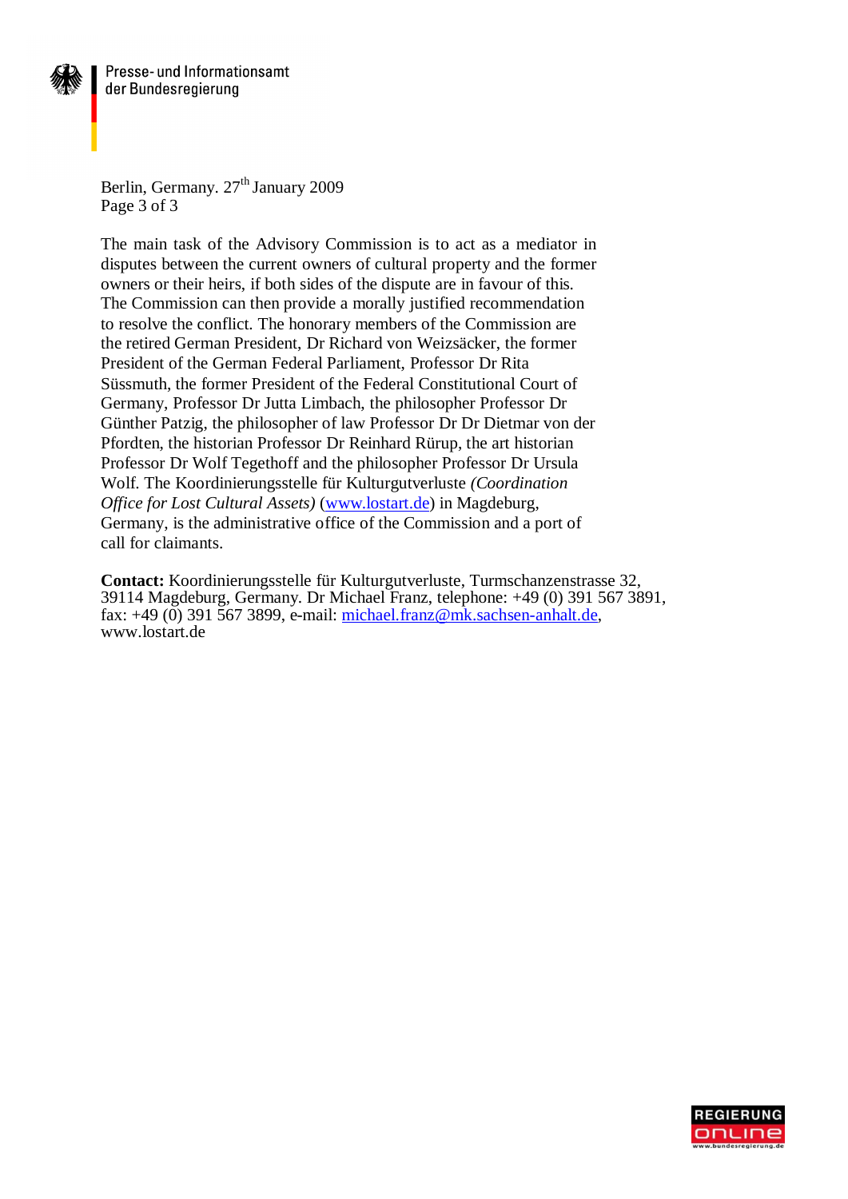Berlin, Germany. 27th January 2009

The main task of the Advisory Commission is to act as a mediator in disputes between the current owners of cultural property and the former owners or their heirs, if both sides of the dispute are in favour of this. The Commission can then provide a morally justified recommendation to resolve the conflict. The honorary members of the Commission are the retired German President, Dr Richard von Weizsäcker, the former President of the German Federal Parliament, Professor Dr Rita Süssmuth, the former President of the Federal Constitutional Court of Germany, Professor Dr Jutta Limbach, the philosopher Professor Dr Günther Patzig, the philosopher of law Professor Dr Dr Dietmar von der Pfordten, the historian Professor Dr Reinhard Rürup, the art historian Professor Dr Wolf Tegethoff and the philosopher Professor Dr Ursula Wolf. The Koordinierungsstelle für Kulturgutverluste *(Coordination Office for Lost Cultural Assets)* (www.lostart.de) in Magdeburg, Germany, is the administrative office of the Commission and a port of call for claimants.

**Contact:** Koordinierungsstelle für Kulturgutverluste, Turmschanzenstrasse 32, 39114 Magdeburg, Germany. Dr Michael Franz, telephone: +49 (0) 391 567 3891, fax: +49 (0) 391 567 3899, e-mail: michael.franz@mk.sachsen-anhalt.de, www.lostart.de